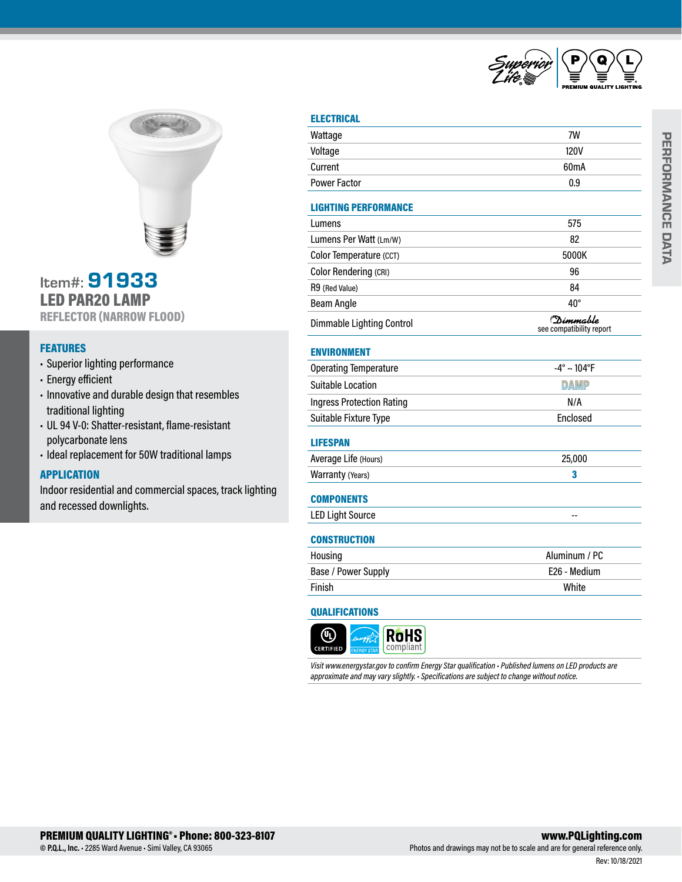Item#: **91933**

# LED PAR20 LAMP

## REFLECTOR (NARROW FLOOD)

### FEATURES

- Superior lighting performance
- Energy efficient
- Innovative and durable design that resembles traditional lighting
- UL 94 V-0: Shatter-resistant, flame-resistant polycarbonate lens
- Ideal replacement for 50W traditional lamps

### APPLICATION

Indoor residential and commercial spaces, track lighting and recessed downlights.

## PERFORMANCE DATA

### ELECTRICAL

| | |
|---|---|
| Wattage | 7W |
| Voltage | 120V |
| Current | 60mA |
| Power Factor | 0.9 |

### LIGHTING PERFORMANCE

| | |
|---|---|
| Lumens | 575 |
| Lumens Per Watt (Lm/W) | 82 |
| Color Temperature (CCT) | 5000K |
| Color Rendering (CRI) | 96 |
| R9 (Red Value) | 84 |
| Beam Angle | 40° |
| Dimmable Lighting Control | Dimmable see compatibility report |

### ENVIRONMENT

| | |
|---|---|
| Operating Temperature | -4° ~ 104°F |
| Suitable Location | DAMP |
| Ingress Protection Rating | N/A |
| Suitable Fixture Type | Enclosed |

### LIFESPAN

| | |
|---|---|
| Average Life (Hours) | 25,000 |
| Warranty (Years) | 3 |

### COMPONENTS

| | |
|---|---|
| LED Light Source | -- |

### CONSTRUCTION

| | |
|---|---|
| Housing | Aluminum / PC |
| Base / Power Supply | E26 - Medium |
| Finish | White |

### QUALIFICATIONS

UL CERTIFIED · ENERGY STAR · RoHS compliant

*Visit www.energystar.gov to confirm Energy Star qualification • Published lumens on LED products are approximate and may vary slightly. • Specifications are subject to change without notice.*

**PREMIUM QUALITY LIGHTING® • Phone: 800-323-8107**
© **P.Q.L., Inc.** • 2285 Ward Avenue • Simi Valley, CA 93065

**www.PQLighting.com**
Photos and drawings may not be to scale and are for general reference only.
Rev: 10/18/2021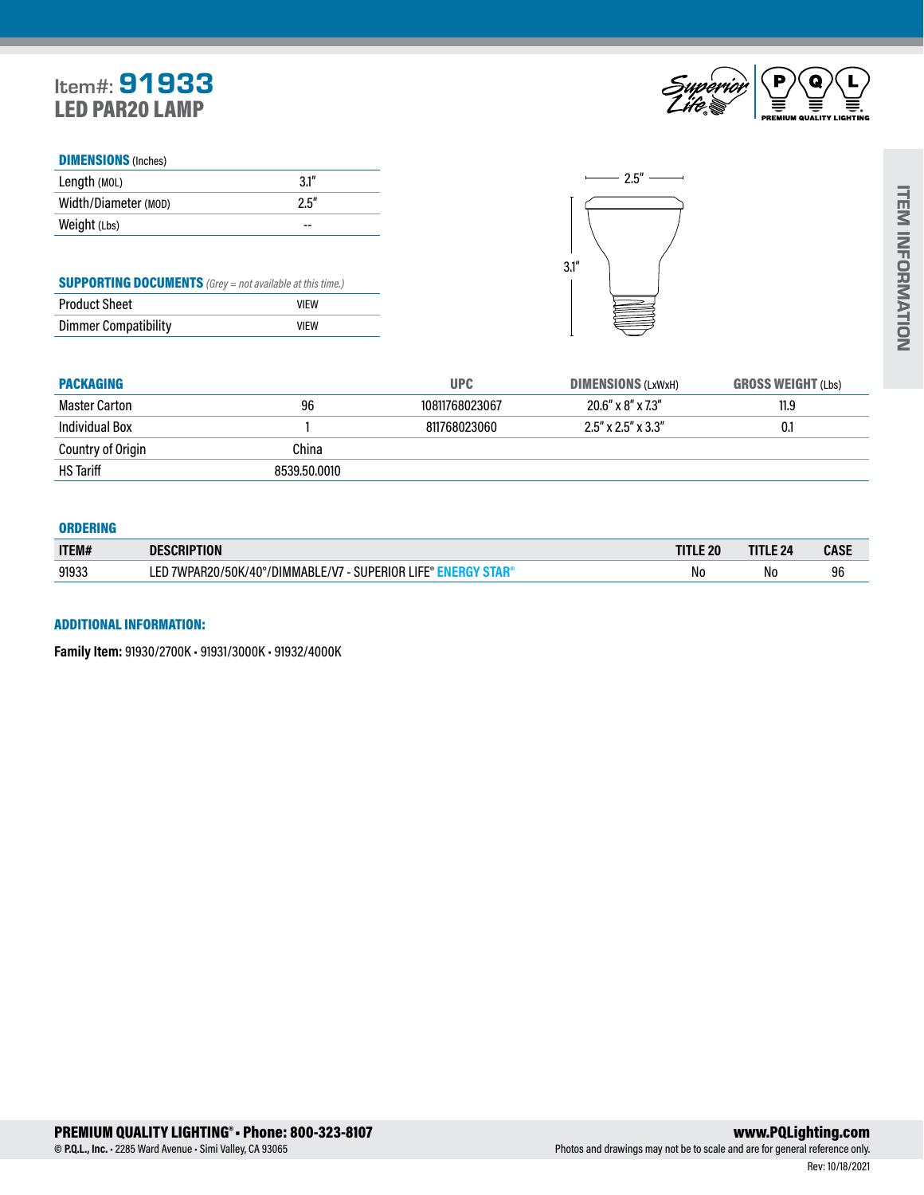# Item#: 91933
## LED PAR20 LAMP

**ITEM INFORMATION**

**DIMENSIONS** (Inches)

| | |
|---|---|
| Length (MOL) | 3.1" |
| Width/Diameter (MOD) | 2.5" |
| Weight (Lbs) | -- |

2.5"

3.1"

**SUPPORTING DOCUMENTS** *(Grey = not available at this time.)*

| | |
|---|---|
| Product Sheet | VIEW |
| Dimmer Compatibility | VIEW |

| PACKAGING | | UPC | DIMENSIONS (LxWxH) | GROSS WEIGHT (Lbs) |
|---|---|---|---|---|
| Master Carton | 96 | 10811768023067 | 20.6" x 8" x 7.3" | 11.9 |
| Individual Box | 1 | 811768023060 | 2.5" x 2.5" x 3.3" | 0.1 |
| Country of Origin | China | | | |
| HS Tariff | 8539.50.0010 | | | |

**ORDERING**

| ITEM# | DESCRIPTION | TITLE 20 | TITLE 24 | CASE |
|---|---|---|---|---|
| 91933 | LED 7WPAR20/50K/40°/DIMMABLE/V7 - SUPERIOR LIFE® ENERGY STAR® | No | No | 96 |

**ADDITIONAL INFORMATION:**

**Family Item:** 91930/2700K • 91931/3000K • 91932/4000K

**PREMIUM QUALITY LIGHTING® • Phone: 800-323-8107**
© **P.Q.L., Inc.** • 2285 Ward Avenue • Simi Valley, CA 93065

**www.PQLighting.com**
Photos and drawings may not be to scale and are for general reference only.

Rev: 10/18/2021